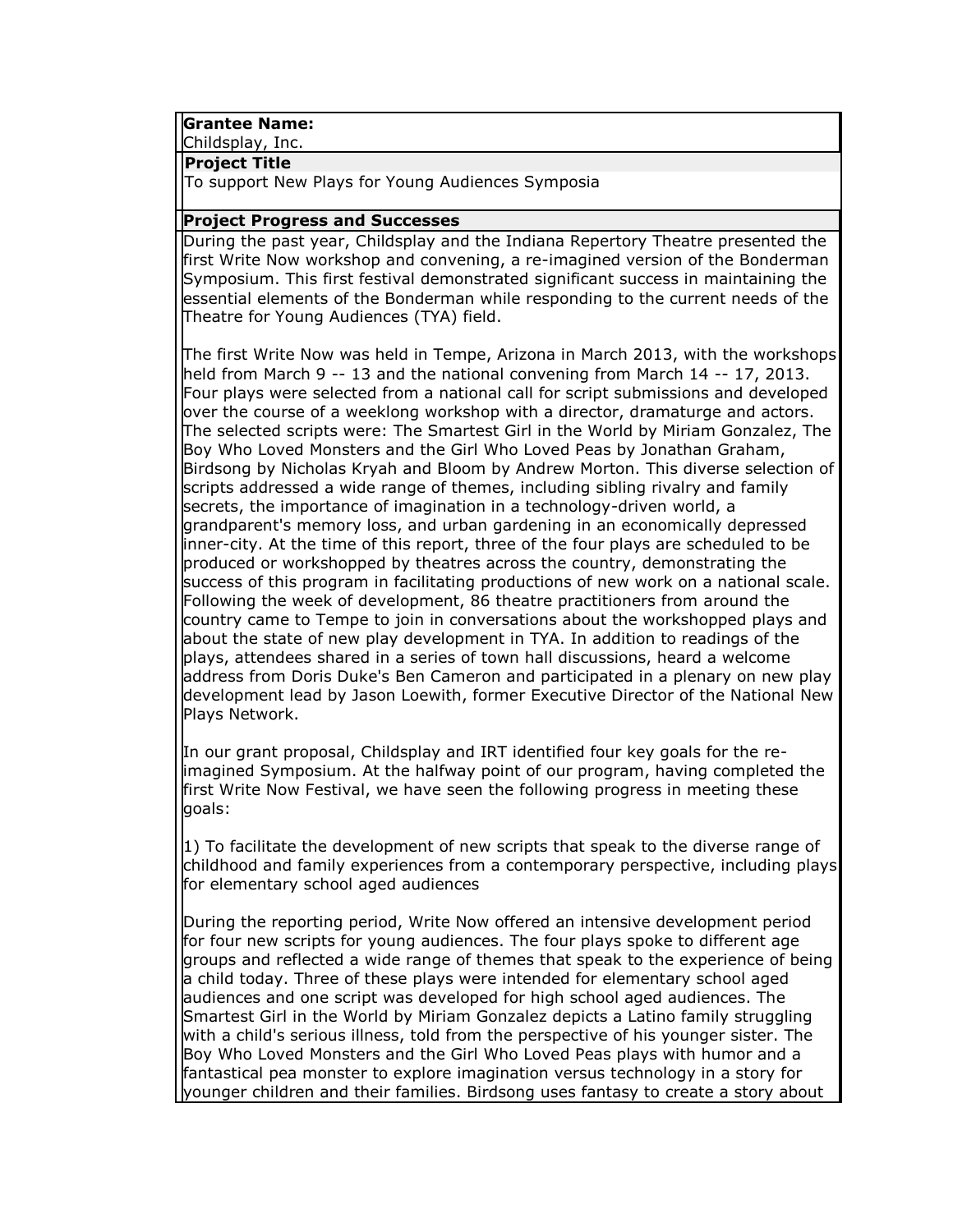**Grantee Name:**

Childsplay, Inc.

**Project Title**

To support New Plays for Young Audiences Symposia

**Project Progress and Successes**

During the past year, Childsplay and the Indiana Repertory Theatre presented the first Write Now workshop and convening, a re-imagined version of the Bonderman Symposium. This first festival demonstrated significant success in maintaining the essential elements of the Bonderman while responding to the current needs of the Theatre for Young Audiences (TYA) field.

The first Write Now was held in Tempe, Arizona in March 2013, with the workshops held from March 9 -- 13 and the national convening from March 14 -- 17, 2013. Four plays were selected from a national call for script submissions and developed over the course of a weeklong workshop with a director, dramaturge and actors. The selected scripts were: The Smartest Girl in the World by Miriam Gonzalez, The Boy Who Loved Monsters and the Girl Who Loved Peas by Jonathan Graham, Birdsong by Nicholas Kryah and Bloom by Andrew Morton. This diverse selection of scripts addressed a wide range of themes, including sibling rivalry and family secrets, the importance of imagination in a technology-driven world, a grandparent's memory loss, and urban gardening in an economically depressed inner-city. At the time of this report, three of the four plays are scheduled to be produced or workshopped by theatres across the country, demonstrating the success of this program in facilitating productions of new work on a national scale. Following the week of development, 86 theatre practitioners from around the country came to Tempe to join in conversations about the workshopped plays and about the state of new play development in TYA. In addition to readings of the plays, attendees shared in a series of town hall discussions, heard a welcome address from Doris Duke's Ben Cameron and participated in a plenary on new play development lead by Jason Loewith, former Executive Director of the National New Plays Network.

In our grant proposal, Childsplay and IRT identified four key goals for the re-imagined Symposium. At the halfway point of our program, having completed the first Write Now Festival, we have seen the following progress in meeting these goals:

1) To facilitate the development of new scripts that speak to the diverse range of childhood and family experiences from a contemporary perspective, including plays for elementary school aged audiences

During the reporting period, Write Now offered an intensive development period for four new scripts for young audiences. The four plays spoke to different age groups and reflected a wide range of themes that speak to the experience of being a child today. Three of these plays were intended for elementary school aged audiences and one script was developed for high school aged audiences. The Smartest Girl in the World by Miriam Gonzalez depicts a Latino family struggling with a child's serious illness, told from the perspective of his younger sister. The Boy Who Loved Monsters and the Girl Who Loved Peas plays with humor and a fantastical pea monster to explore imagination versus technology in a story for younger children and their families. Birdsong uses fantasy to create a story about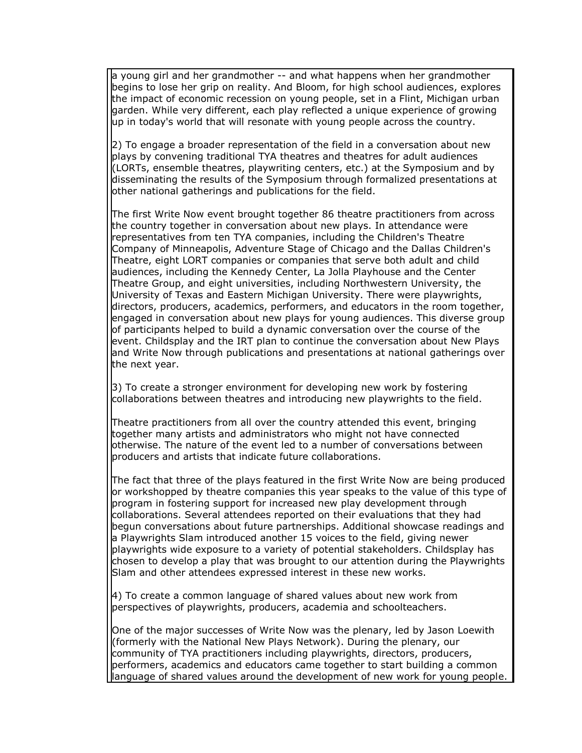a young girl and her grandmother -- and what happens when her grandmother begins to lose her grip on reality. And Bloom, for high school audiences, explores the impact of economic recession on young people, set in a Flint, Michigan urban garden. While very different, each play reflected a unique experience of growing up in today's world that will resonate with young people across the country.

2) To engage a broader representation of the field in a conversation about new plays by convening traditional TYA theatres and theatres for adult audiences (LORTs, ensemble theatres, playwriting centers, etc.) at the Symposium and by disseminating the results of the Symposium through formalized presentations at other national gatherings and publications for the field.

The first Write Now event brought together 86 theatre practitioners from across the country together in conversation about new plays. In attendance were representatives from ten TYA companies, including the Children's Theatre Company of Minneapolis, Adventure Stage of Chicago and the Dallas Children's Theatre, eight LORT companies or companies that serve both adult and child audiences, including the Kennedy Center, La Jolla Playhouse and the Center Theatre Group, and eight universities, including Northwestern University, the University of Texas and Eastern Michigan University. There were playwrights, directors, producers, academics, performers, and educators in the room together, engaged in conversation about new plays for young audiences. This diverse group of participants helped to build a dynamic conversation over the course of the event. Childsplay and the IRT plan to continue the conversation about New Plays and Write Now through publications and presentations at national gatherings over the next year.

3) To create a stronger environment for developing new work by fostering collaborations between theatres and introducing new playwrights to the field.

Theatre practitioners from all over the country attended this event, bringing together many artists and administrators who might not have connected otherwise. The nature of the event led to a number of conversations between producers and artists that indicate future collaborations.

The fact that three of the plays featured in the first Write Now are being produced or workshopped by theatre companies this year speaks to the value of this type of program in fostering support for increased new play development through collaborations. Several attendees reported on their evaluations that they had begun conversations about future partnerships. Additional showcase readings and a Playwrights Slam introduced another 15 voices to the field, giving newer playwrights wide exposure to a variety of potential stakeholders. Childsplay has chosen to develop a play that was brought to our attention during the Playwrights Slam and other attendees expressed interest in these new works.

4) To create a common language of shared values about new work from perspectives of playwrights, producers, academia and schoolteachers.

One of the major successes of Write Now was the plenary, led by Jason Loewith (formerly with the National New Plays Network). During the plenary, our community of TYA practitioners including playwrights, directors, producers, performers, academics and educators came together to start building a common language of shared values around the development of new work for young people.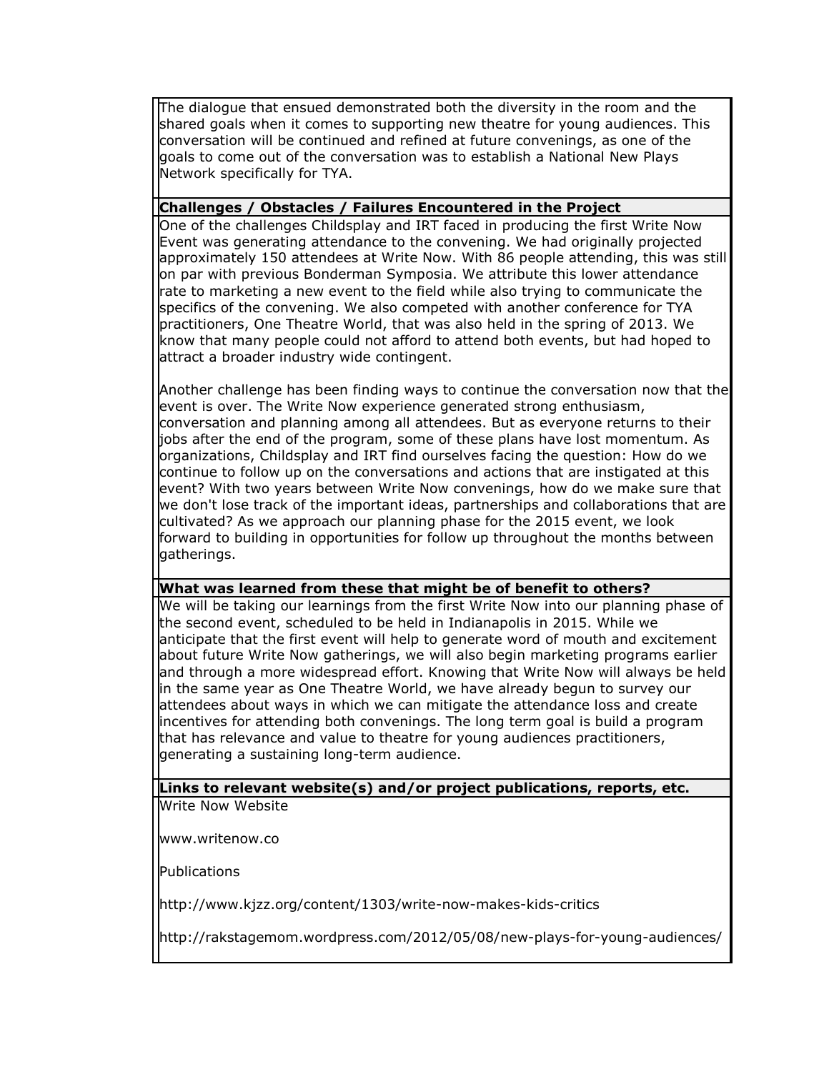The dialogue that ensued demonstrated both the diversity in the room and the shared goals when it comes to supporting new theatre for young audiences. This conversation will be continued and refined at future convenings, as one of the goals to come out of the conversation was to establish a National New Plays Network specifically for TYA.

**Challenges / Obstacles / Failures Encountered in the Project**

One of the challenges Childsplay and IRT faced in producing the first Write Now Event was generating attendance to the convening. We had originally projected approximately 150 attendees at Write Now. With 86 people attending, this was still on par with previous Bonderman Symposia. We attribute this lower attendance rate to marketing a new event to the field while also trying to communicate the specifics of the convening. We also competed with another conference for TYA practitioners, One Theatre World, that was also held in the spring of 2013. We know that many people could not afford to attend both events, but had hoped to attract a broader industry wide contingent.

Another challenge has been finding ways to continue the conversation now that the event is over. The Write Now experience generated strong enthusiasm, conversation and planning among all attendees. But as everyone returns to their jobs after the end of the program, some of these plans have lost momentum. As organizations, Childsplay and IRT find ourselves facing the question: How do we continue to follow up on the conversations and actions that are instigated at this event? With two years between Write Now convenings, how do we make sure that we don't lose track of the important ideas, partnerships and collaborations that are cultivated? As we approach our planning phase for the 2015 event, we look forward to building in opportunities for follow up throughout the months between gatherings.

**What was learned from these that might be of benefit to others?**

We will be taking our learnings from the first Write Now into our planning phase of the second event, scheduled to be held in Indianapolis in 2015. While we anticipate that the first event will help to generate word of mouth and excitement about future Write Now gatherings, we will also begin marketing programs earlier and through a more widespread effort. Knowing that Write Now will always be held in the same year as One Theatre World, we have already begun to survey our attendees about ways in which we can mitigate the attendance loss and create incentives for attending both convenings. The long term goal is build a program that has relevance and value to theatre for young audiences practitioners, generating a sustaining long-term audience.

**Links to relevant website(s) and/or project publications, reports, etc.**

Write Now Website

www.writenow.co

Publications

http://www.kjzz.org/content/1303/write-now-makes-kids-critics

http://rakstagemom.wordpress.com/2012/05/08/new-plays-for-young-audiences/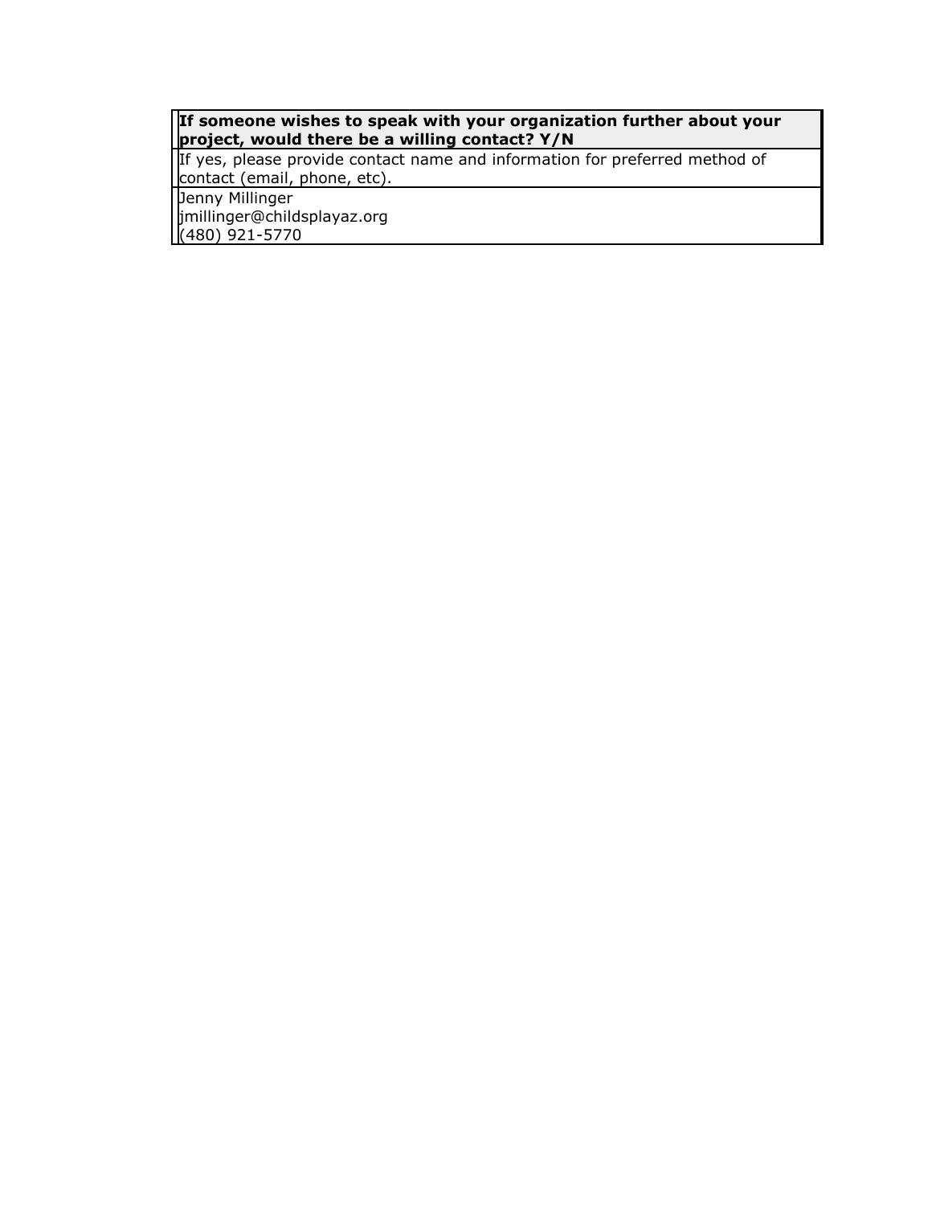| |
|---|
| **If someone wishes to speak with your organization further about your project, would there be a willing contact? Y/N** |
| If yes, please provide contact name and information for preferred method of contact (email, phone, etc). |
| Jenny Millinger<br>jmillinger@childsplayaz.org<br>(480) 921-5770 |